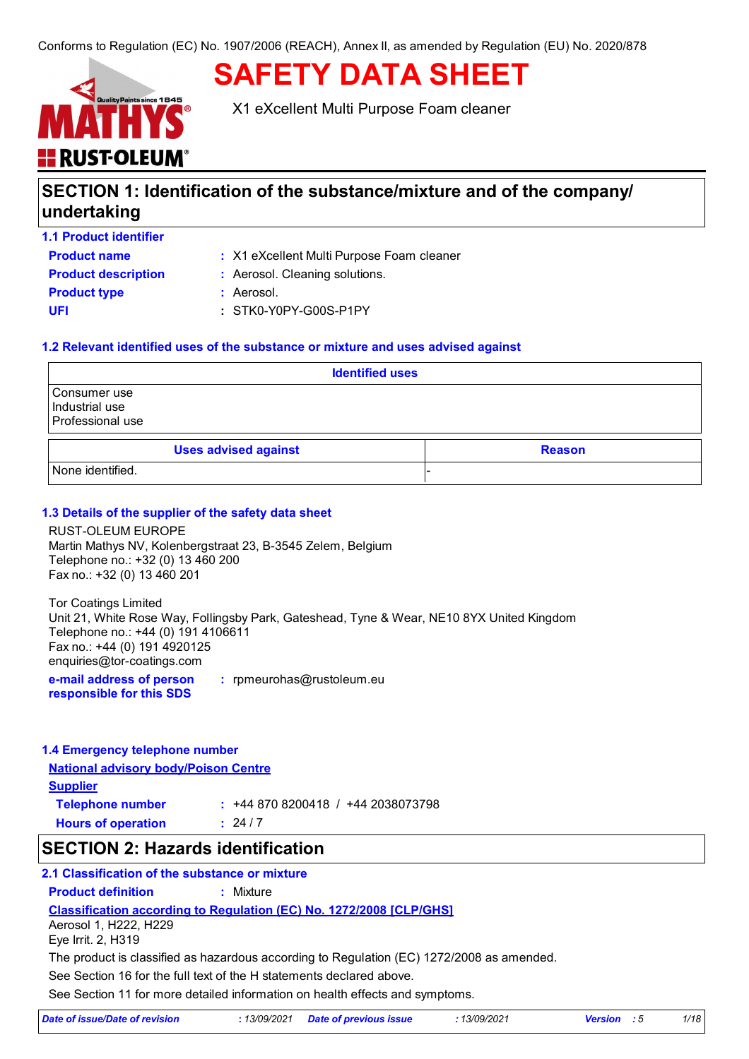Conforms to Regulation (EC) No. 1907/2006 (REACH), Annex II, as amended by Regulation (EU) No. 2020/878

# SAFETY DATA SHEET

X1 eXcellent Multi Purpose Foam cleaner

## SECTION 1: Identification of the substance/mixture and of the company/ undertaking

### 1.1 Product identifier

**Product name** : X1 eXcellent Multi Purpose Foam cleaner
**Product description** : Aerosol. Cleaning solutions.
**Product type** : Aerosol.
**UFI** : STK0-Y0PY-G00S-P1PY

### 1.2 Relevant identified uses of the substance or mixture and uses advised against

| Identified uses |
|---|
| Consumer use<br>Industrial use<br>Professional use |

| Uses advised against | Reason |
|---|---|
| None identified. | - |

### 1.3 Details of the supplier of the safety data sheet

RUST-OLEUM EUROPE
Martin Mathys NV, Kolenbergstraat 23, B-3545 Zelem, Belgium
Telephone no.: +32 (0) 13 460 200
Fax no.: +32 (0) 13 460 201

Tor Coatings Limited
Unit 21, White Rose Way, Follingsby Park, Gateshead, Tyne & Wear, NE10 8YX United Kingdom
Telephone no.: +44 (0) 191 4106611
Fax no.: +44 (0) 191 4920125
enquiries@tor-coatings.com

**e-mail address of person responsible for this SDS** : rpmeurohas@rustoleum.eu

### 1.4 Emergency telephone number

**National advisory body/Poison Centre**

**Supplier**

**Telephone number** : +44 870 8200418 / +44 2038073798
**Hours of operation** : 24 / 7

## SECTION 2: Hazards identification

### 2.1 Classification of the substance or mixture

**Product definition** : Mixture

**Classification according to Regulation (EC) No. 1272/2008 [CLP/GHS]**

Aerosol 1, H222, H229
Eye Irrit. 2, H319

The product is classified as hazardous according to Regulation (EC) 1272/2008 as amended.

See Section 16 for the full text of the H statements declared above.

See Section 11 for more detailed information on health effects and symptoms.

*Date of issue/Date of revision* : 13/09/2021 *Date of previous issue* : 13/09/2021 *Version* : 5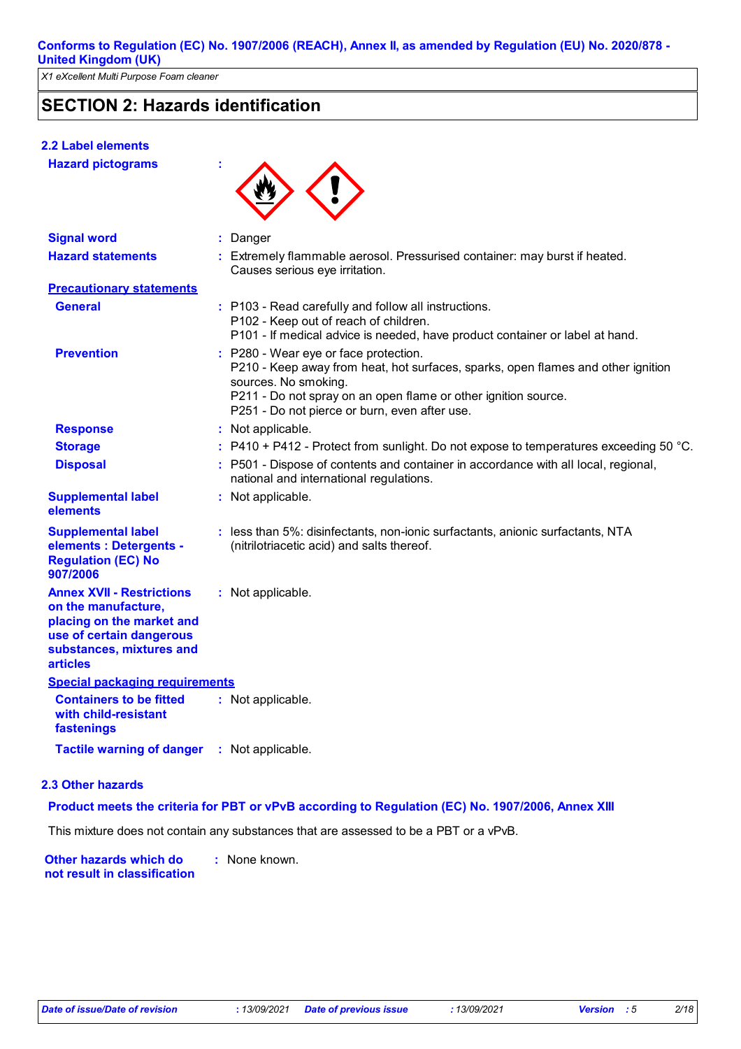X1 eXcellent Multi Purpose Foam cleaner

## SECTION 2: Hazards identification

### 2.2 Label elements

**Hazard pictograms** :

**Signal word** : Danger

**Hazard statements** : Extremely flammable aerosol. Pressurised container: may burst if heated. Causes serious eye irritation.

**Precautionary statements**

**General** : P103 - Read carefully and follow all instructions.
P102 - Keep out of reach of children.
P101 - If medical advice is needed, have product container or label at hand.

**Prevention** : P280 - Wear eye or face protection.
P210 - Keep away from heat, hot surfaces, sparks, open flames and other ignition sources. No smoking.
P211 - Do not spray on an open flame or other ignition source.
P251 - Do not pierce or burn, even after use.

**Response** : Not applicable.

**Storage** : P410 + P412 - Protect from sunlight. Do not expose to temperatures exceeding 50 °C.

**Disposal** : P501 - Dispose of contents and container in accordance with all local, regional, national and international regulations.

**Supplemental label elements** : Not applicable.

**Supplemental label elements : Detergents - Regulation (EC) No 907/2006** : less than 5%: disinfectants, non-ionic surfactants, anionic surfactants, NTA (nitrilotriacetic acid) and salts thereof.

**Annex XVII - Restrictions on the manufacture, placing on the market and use of certain dangerous substances, mixtures and articles** : Not applicable.

**Special packaging requirements**

**Containers to be fitted with child-resistant fastenings** : Not applicable.

**Tactile warning of danger** : Not applicable.

### 2.3 Other hazards

**Product meets the criteria for PBT or vPvB according to Regulation (EC) No. 1907/2006, Annex XIII**

This mixture does not contain any substances that are assessed to be a PBT or a vPvB.

**Other hazards which do not result in classification** : None known.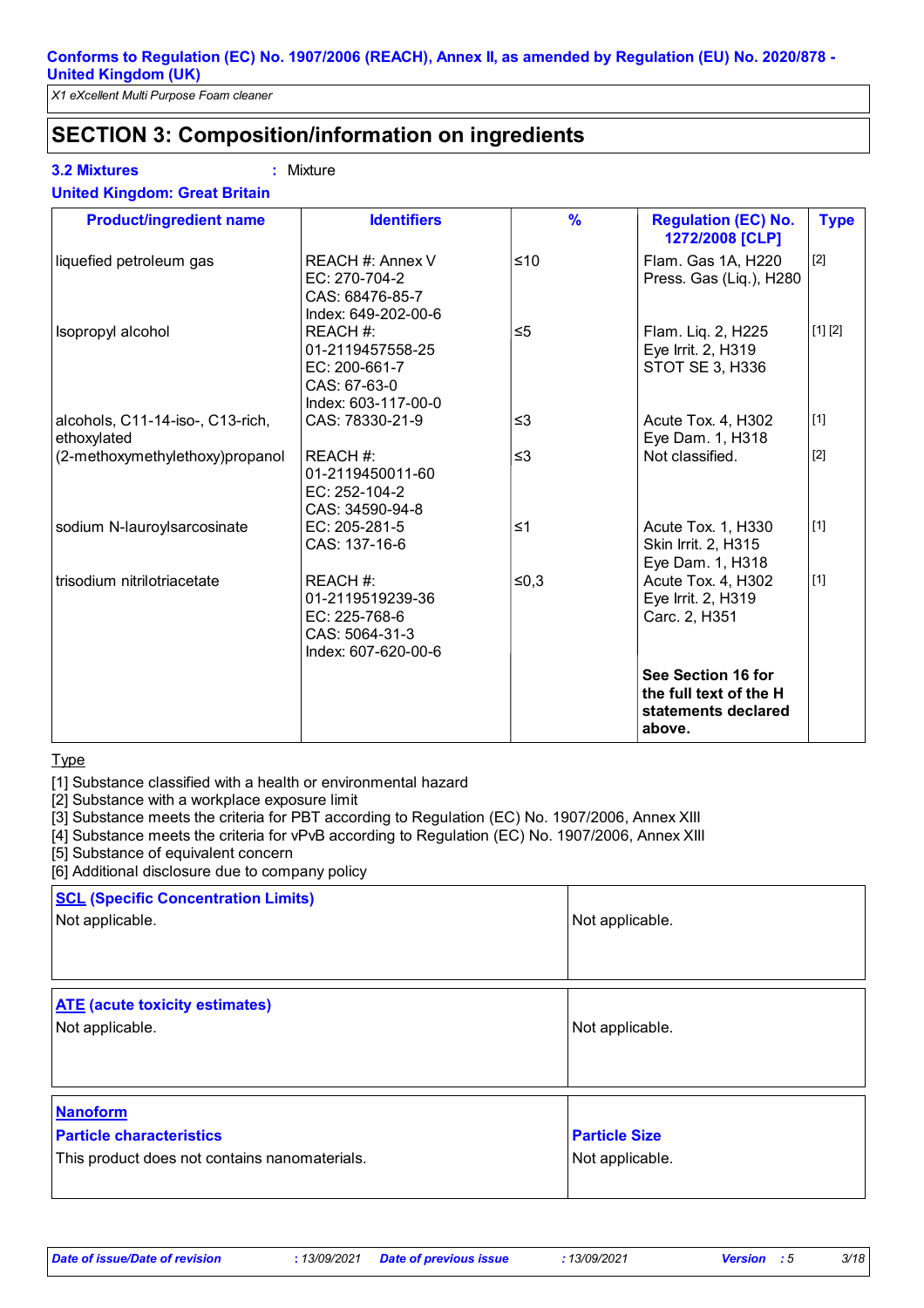## SECTION 3: Composition/information on ingredients

**3.2 Mixtures** : Mixture

**United Kingdom: Great Britain**

| Product/ingredient name | Identifiers | % | Regulation (EC) No. 1272/2008 [CLP] | Type |
|---|---|---|---|---|
| liquefied petroleum gas | REACH #: Annex V<br>EC: 270-704-2<br>CAS: 68476-85-7<br>Index: 649-202-00-6 | ≤10 | Flam. Gas 1A, H220<br>Press. Gas (Liq.), H280 | [2] |
| Isopropyl alcohol | REACH #: 01-2119457558-25<br>EC: 200-661-7<br>CAS: 67-63-0<br>Index: 603-117-00-0 | ≤5 | Flam. Liq. 2, H225<br>Eye Irrit. 2, H319<br>STOT SE 3, H336 | [1] [2] |
| alcohols, C11-14-iso-, C13-rich, ethoxylated | CAS: 78330-21-9 | ≤3 | Acute Tox. 4, H302<br>Eye Dam. 1, H318 | [1] |
| (2-methoxymethylethoxy)propanol | REACH #: 01-2119450011-60<br>EC: 252-104-2<br>CAS: 34590-94-8 | ≤3 | Not classified. | [2] |
| sodium N-lauroylsarcosinate | EC: 205-281-5<br>CAS: 137-16-6 | ≤1 | Acute Tox. 1, H330<br>Skin Irrit. 2, H315<br>Eye Dam. 1, H318 | [1] |
| trisodium nitrilotriacetate | REACH #: 01-2119519239-36<br>EC: 225-768-6<br>CAS: 5064-31-3<br>Index: 607-620-00-6 | ≤0,3 | Acute Tox. 4, H302<br>Eye Irrit. 2, H319<br>Carc. 2, H351 | [1] |
| | | | **See Section 16 for the full text of the H statements declared above.** | |

Type

[1] Substance classified with a health or environmental hazard
[2] Substance with a workplace exposure limit
[3] Substance meets the criteria for PBT according to Regulation (EC) No. 1907/2006, Annex XIII
[4] Substance meets the criteria for vPvB according to Regulation (EC) No. 1907/2006, Annex XIII
[5] Substance of equivalent concern
[6] Additional disclosure due to company policy

| SCL (Specific Concentration Limits) | |
|---|---|
| Not applicable. | Not applicable. |

| ATE (acute toxicity estimates) | |
|---|---|
| Not applicable. | Not applicable. |

| Nanoform<br>Particle characteristics | Particle Size |
|---|---|
| This product does not contains nanomaterials. | Not applicable. |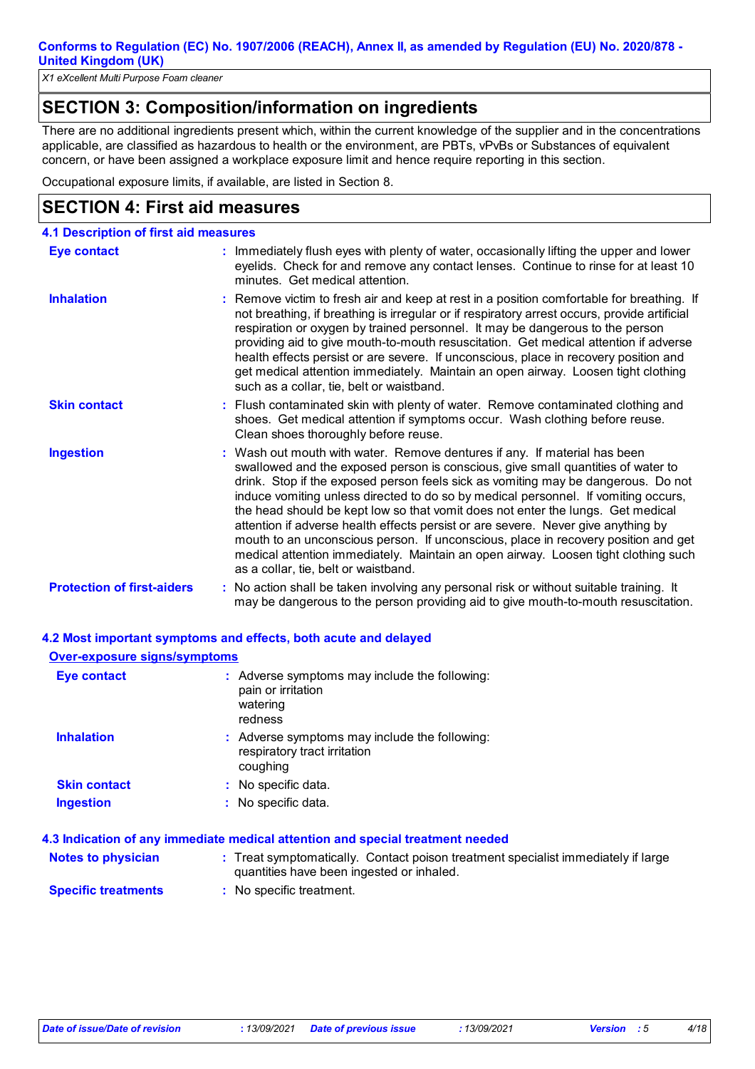# SECTION 3: Composition/information on ingredients

There are no additional ingredients present which, within the current knowledge of the supplier and in the concentrations applicable, are classified as hazardous to health or the environment, are PBTs, vPvBs or Substances of equivalent concern, or have been assigned a workplace exposure limit and hence require reporting in this section.

Occupational exposure limits, if available, are listed in Section 8.

# SECTION 4: First aid measures

## 4.1 Description of first aid measures

**Eye contact** : Immediately flush eyes with plenty of water, occasionally lifting the upper and lower eyelids. Check for and remove any contact lenses. Continue to rinse for at least 10 minutes. Get medical attention.

**Inhalation** : Remove victim to fresh air and keep at rest in a position comfortable for breathing. If not breathing, if breathing is irregular or if respiratory arrest occurs, provide artificial respiration or oxygen by trained personnel. It may be dangerous to the person providing aid to give mouth-to-mouth resuscitation. Get medical attention if adverse health effects persist or are severe. If unconscious, place in recovery position and get medical attention immediately. Maintain an open airway. Loosen tight clothing such as a collar, tie, belt or waistband.

**Skin contact** : Flush contaminated skin with plenty of water. Remove contaminated clothing and shoes. Get medical attention if symptoms occur. Wash clothing before reuse. Clean shoes thoroughly before reuse.

**Ingestion** : Wash out mouth with water. Remove dentures if any. If material has been swallowed and the exposed person is conscious, give small quantities of water to drink. Stop if the exposed person feels sick as vomiting may be dangerous. Do not induce vomiting unless directed to do so by medical personnel. If vomiting occurs, the head should be kept low so that vomit does not enter the lungs. Get medical attention if adverse health effects persist or are severe. Never give anything by mouth to an unconscious person. If unconscious, place in recovery position and get medical attention immediately. Maintain an open airway. Loosen tight clothing such as a collar, tie, belt or waistband.

**Protection of first-aiders** : No action shall be taken involving any personal risk or without suitable training. It may be dangerous to the person providing aid to give mouth-to-mouth resuscitation.

## 4.2 Most important symptoms and effects, both acute and delayed

### Over-exposure signs/symptoms

**Eye contact** : Adverse symptoms may include the following:
pain or irritation
watering
redness

**Inhalation** : Adverse symptoms may include the following:
respiratory tract irritation
coughing

**Skin contact** : No specific data.

**Ingestion** : No specific data.

## 4.3 Indication of any immediate medical attention and special treatment needed

**Notes to physician** : Treat symptomatically. Contact poison treatment specialist immediately if large quantities have been ingested or inhaled.

**Specific treatments** : No specific treatment.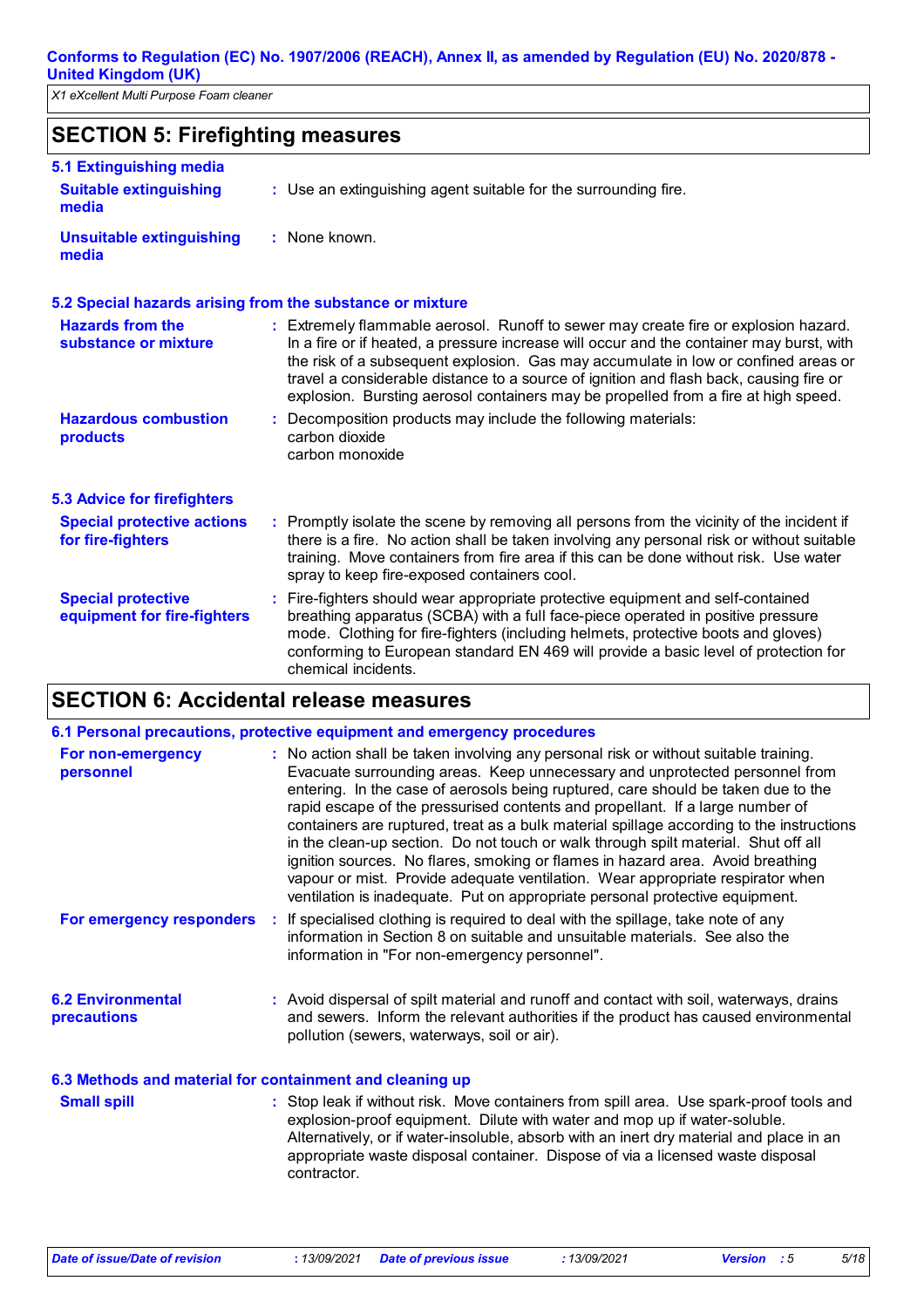## SECTION 5: Firefighting measures

### 5.1 Extinguishing media

**Suitable extinguishing media** : Use an extinguishing agent suitable for the surrounding fire.

**Unsuitable extinguishing media** : None known.

### 5.2 Special hazards arising from the substance or mixture

**Hazards from the substance or mixture** : Extremely flammable aerosol. Runoff to sewer may create fire or explosion hazard. In a fire or if heated, a pressure increase will occur and the container may burst, with the risk of a subsequent explosion. Gas may accumulate in low or confined areas or travel a considerable distance to a source of ignition and flash back, causing fire or explosion. Bursting aerosol containers may be propelled from a fire at high speed.

**Hazardous combustion products** : Decomposition products may include the following materials:
carbon dioxide
carbon monoxide

### 5.3 Advice for firefighters

**Special protective actions for fire-fighters** : Promptly isolate the scene by removing all persons from the vicinity of the incident if there is a fire. No action shall be taken involving any personal risk or without suitable training. Move containers from fire area if this can be done without risk. Use water spray to keep fire-exposed containers cool.

**Special protective equipment for fire-fighters** : Fire-fighters should wear appropriate protective equipment and self-contained breathing apparatus (SCBA) with a full face-piece operated in positive pressure mode. Clothing for fire-fighters (including helmets, protective boots and gloves) conforming to European standard EN 469 will provide a basic level of protection for chemical incidents.

## SECTION 6: Accidental release measures

### 6.1 Personal precautions, protective equipment and emergency procedures

**For non-emergency personnel** : No action shall be taken involving any personal risk or without suitable training. Evacuate surrounding areas. Keep unnecessary and unprotected personnel from entering. In the case of aerosols being ruptured, care should be taken due to the rapid escape of the pressurised contents and propellant. If a large number of containers are ruptured, treat as a bulk material spillage according to the instructions in the clean-up section. Do not touch or walk through spilt material. Shut off all ignition sources. No flares, smoking or flames in hazard area. Avoid breathing vapour or mist. Provide adequate ventilation. Wear appropriate respirator when ventilation is inadequate. Put on appropriate personal protective equipment.

**For emergency responders** : If specialised clothing is required to deal with the spillage, take note of any information in Section 8 on suitable and unsuitable materials. See also the information in "For non-emergency personnel".

### 6.2 Environmental precautions

: Avoid dispersal of spilt material and runoff and contact with soil, waterways, drains and sewers. Inform the relevant authorities if the product has caused environmental pollution (sewers, waterways, soil or air).

### 6.3 Methods and material for containment and cleaning up

**Small spill** : Stop leak if without risk. Move containers from spill area. Use spark-proof tools and explosion-proof equipment. Dilute with water and mop up if water-soluble. Alternatively, or if water-insoluble, absorb with an inert dry material and place in an appropriate waste disposal container. Dispose of via a licensed waste disposal contractor.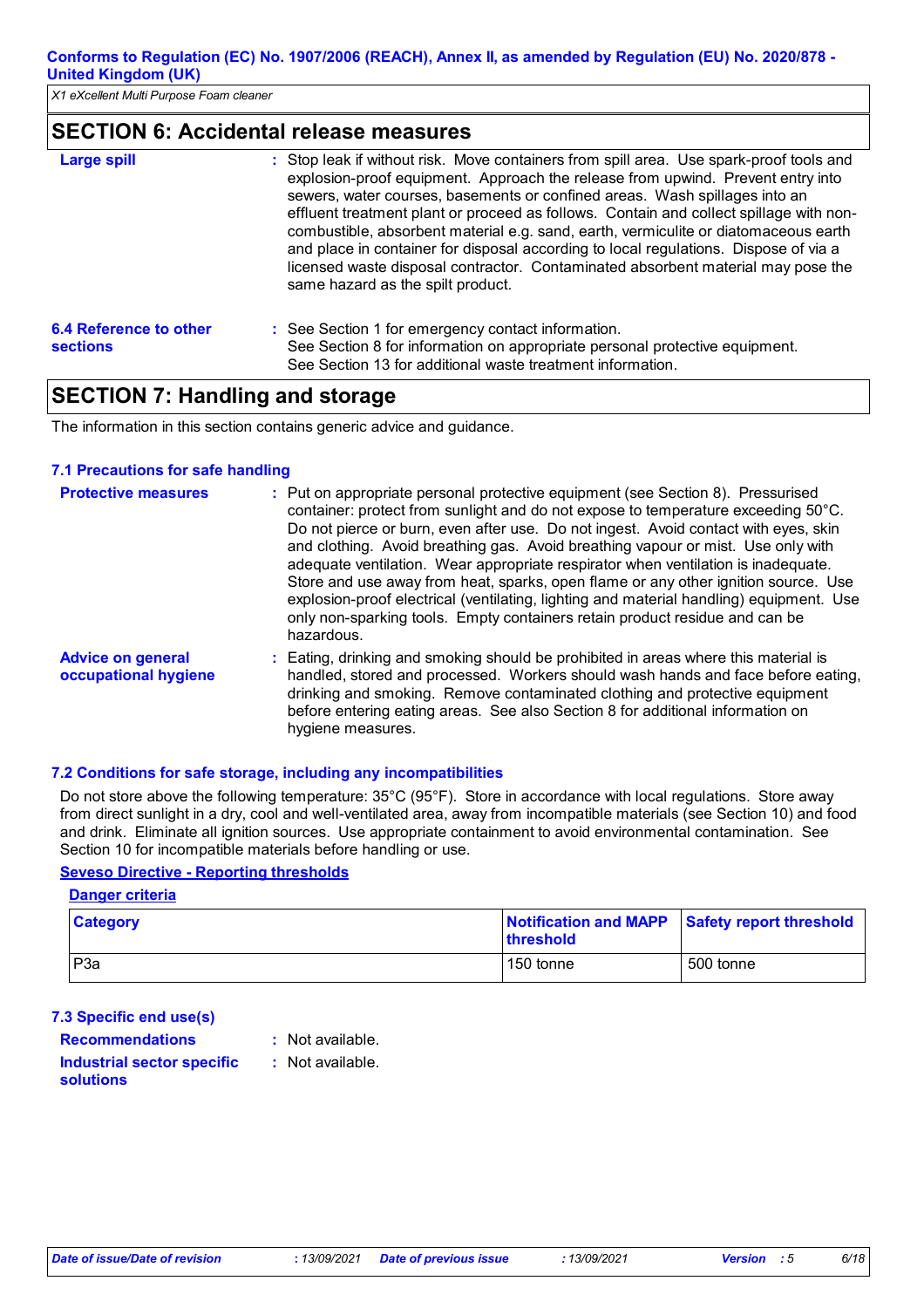## SECTION 6: Accidental release measures

**Large spill** : Stop leak if without risk. Move containers from spill area. Use spark-proof tools and explosion-proof equipment. Approach the release from upwind. Prevent entry into sewers, water courses, basements or confined areas. Wash spillages into an effluent treatment plant or proceed as follows. Contain and collect spillage with non-combustible, absorbent material e.g. sand, earth, vermiculite or diatomaceous earth and place in container for disposal according to local regulations. Dispose of via a licensed waste disposal contractor. Contaminated absorbent material may pose the same hazard as the spilt product.

**6.4 Reference to other sections** : See Section 1 for emergency contact information.
See Section 8 for information on appropriate personal protective equipment.
See Section 13 for additional waste treatment information.

## SECTION 7: Handling and storage

The information in this section contains generic advice and guidance.

### 7.1 Precautions for safe handling

**Protective measures** : Put on appropriate personal protective equipment (see Section 8). Pressurised container: protect from sunlight and do not expose to temperature exceeding 50°C. Do not pierce or burn, even after use. Do not ingest. Avoid contact with eyes, skin and clothing. Avoid breathing gas. Avoid breathing vapour or mist. Use only with adequate ventilation. Wear appropriate respirator when ventilation is inadequate. Store and use away from heat, sparks, open flame or any other ignition source. Use explosion-proof electrical (ventilating, lighting and material handling) equipment. Use only non-sparking tools. Empty containers retain product residue and can be hazardous.

**Advice on general occupational hygiene** : Eating, drinking and smoking should be prohibited in areas where this material is handled, stored and processed. Workers should wash hands and face before eating, drinking and smoking. Remove contaminated clothing and protective equipment before entering eating areas. See also Section 8 for additional information on hygiene measures.

### 7.2 Conditions for safe storage, including any incompatibilities

Do not store above the following temperature: 35°C (95°F). Store in accordance with local regulations. Store away from direct sunlight in a dry, cool and well-ventilated area, away from incompatible materials (see Section 10) and food and drink. Eliminate all ignition sources. Use appropriate containment to avoid environmental contamination. See Section 10 for incompatible materials before handling or use.

**Seveso Directive - Reporting thresholds**

**Danger criteria**

| Category | Notification and MAPP threshold | Safety report threshold |
|---|---|---|
| P3a | 150 tonne | 500 tonne |

### 7.3 Specific end use(s)

**Recommendations** : Not available.

**Industrial sector specific solutions** : Not available.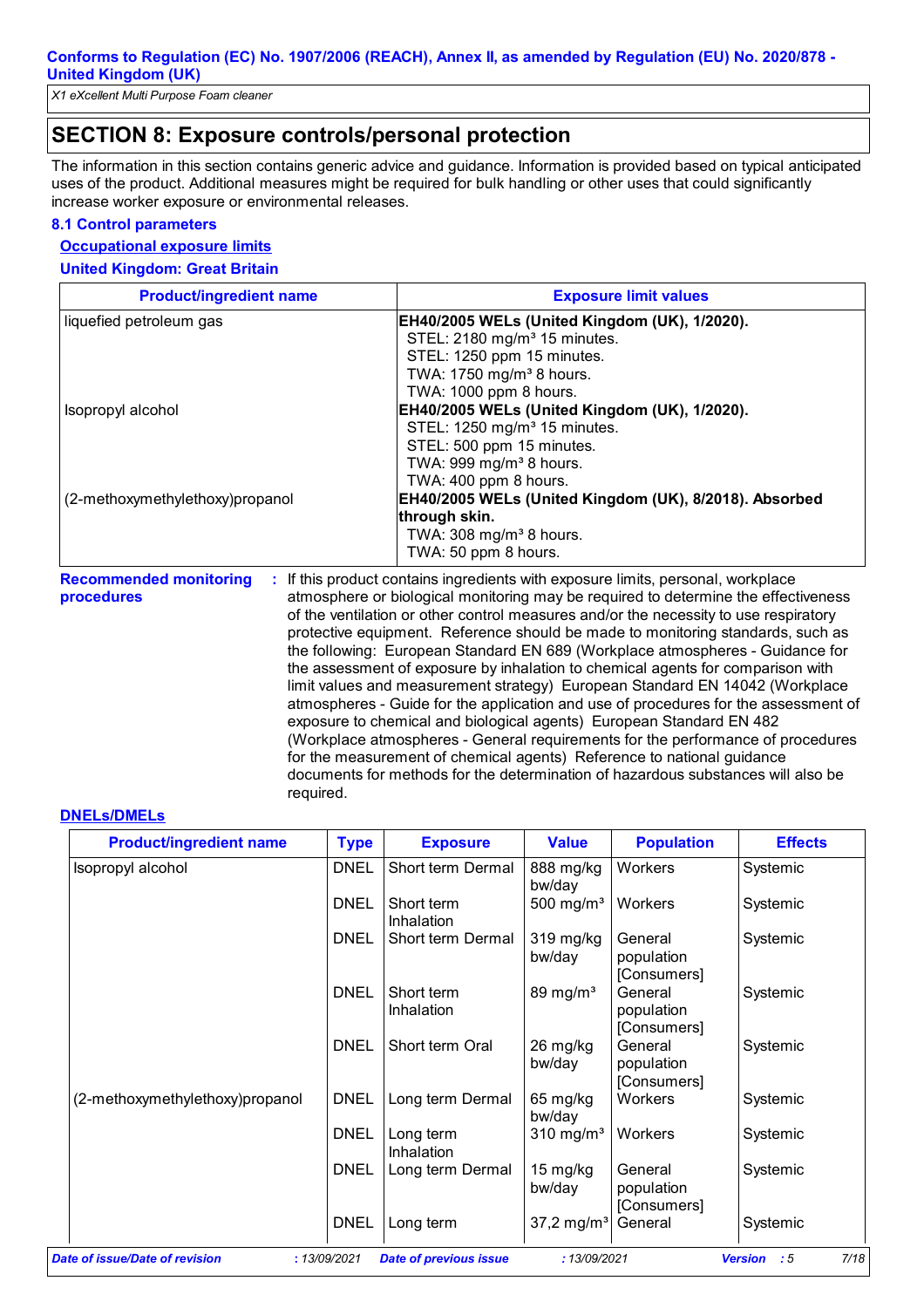## SECTION 8: Exposure controls/personal protection

The information in this section contains generic advice and guidance. Information is provided based on typical anticipated uses of the product. Additional measures might be required for bulk handling or other uses that could significantly increase worker exposure or environmental releases.

### 8.1 Control parameters

**Occupational exposure limits**

**United Kingdom: Great Britain**

| Product/ingredient name | Exposure limit values |
|---|---|
| liquefied petroleum gas | **EH40/2005 WELs (United Kingdom (UK), 1/2020).**<br>STEL: 2180 mg/m³ 15 minutes.<br>STEL: 1250 ppm 15 minutes.<br>TWA: 1750 mg/m³ 8 hours.<br>TWA: 1000 ppm 8 hours. |
| Isopropyl alcohol | **EH40/2005 WELs (United Kingdom (UK), 1/2020).**<br>STEL: 1250 mg/m³ 15 minutes.<br>STEL: 500 ppm 15 minutes.<br>TWA: 999 mg/m³ 8 hours.<br>TWA: 400 ppm 8 hours. |
| (2-methoxymethylethoxy)propanol | **EH40/2005 WELs (United Kingdom (UK), 8/2018). Absorbed through skin.**<br>TWA: 308 mg/m³ 8 hours.<br>TWA: 50 ppm 8 hours. |

**Recommended monitoring procedures** : If this product contains ingredients with exposure limits, personal, workplace atmosphere or biological monitoring may be required to determine the effectiveness of the ventilation or other control measures and/or the necessity to use respiratory protective equipment. Reference should be made to monitoring standards, such as the following: European Standard EN 689 (Workplace atmospheres - Guidance for the assessment of exposure by inhalation to chemical agents for comparison with limit values and measurement strategy) European Standard EN 14042 (Workplace atmospheres - Guide for the application and use of procedures for the assessment of exposure to chemical and biological agents) European Standard EN 482 (Workplace atmospheres - General requirements for the performance of procedures for the measurement of chemical agents) Reference to national guidance documents for methods for the determination of hazardous substances will also be required.

**DNELs/DMELs**

| Product/ingredient name | Type | Exposure | Value | Population | Effects |
|---|---|---|---|---|---|
| Isopropyl alcohol | DNEL | Short term Dermal | 888 mg/kg bw/day | Workers | Systemic |
| | DNEL | Short term Inhalation | 500 mg/m³ | Workers | Systemic |
| | DNEL | Short term Dermal | 319 mg/kg bw/day | General population [Consumers] | Systemic |
| | DNEL | Short term Inhalation | 89 mg/m³ | General population [Consumers] | Systemic |
| | DNEL | Short term Oral | 26 mg/kg bw/day | General population [Consumers] | Systemic |
| (2-methoxymethylethoxy)propanol | DNEL | Long term Dermal | 65 mg/kg bw/day | Workers | Systemic |
| | DNEL | Long term Inhalation | 310 mg/m³ | Workers | Systemic |
| | DNEL | Long term Dermal | 15 mg/kg bw/day | General population [Consumers] | Systemic |
| | DNEL | Long term | 37,2 mg/m³ | General | Systemic |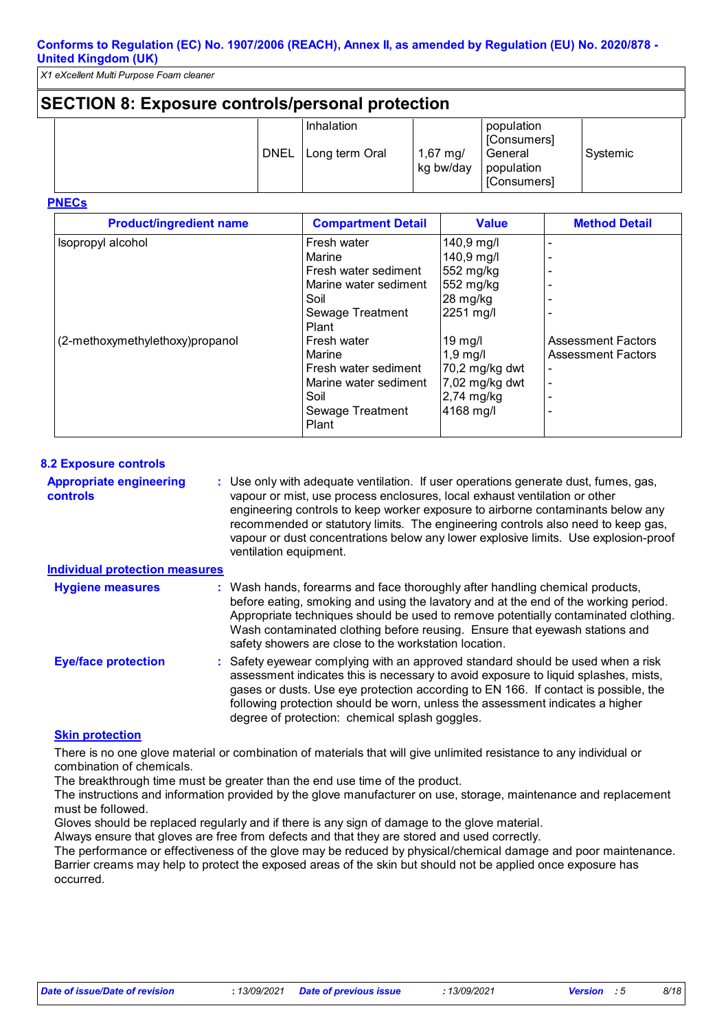## SECTION 8: Exposure controls/personal protection

| | | Inhalation | | population [Consumers] | |
|---|---|---|---|---|---|
| | DNEL | Long term Oral | 1,67 mg/kg bw/day | General population [Consumers] | Systemic |

**PNECs**

| Product/ingredient name | Compartment Detail | Value | Method Detail |
|---|---|---|---|
| Isopropyl alcohol | Fresh water | 140,9 mg/l | - |
| | Marine | 140,9 mg/l | - |
| | Fresh water sediment | 552 mg/kg | - |
| | Marine water sediment | 552 mg/kg | - |
| | Soil | 28 mg/kg | - |
| | Sewage Treatment Plant | 2251 mg/l | - |
| (2-methoxymethylethoxy)propanol | Fresh water | 19 mg/l | Assessment Factors |
| | Marine | 1,9 mg/l | Assessment Factors |
| | Fresh water sediment | 70,2 mg/kg dwt | - |
| | Marine water sediment | 7,02 mg/kg dwt | - |
| | Soil | 2,74 mg/kg | - |
| | Sewage Treatment Plant | 4168 mg/l | - |

### 8.2 Exposure controls

**Appropriate engineering controls** : Use only with adequate ventilation. If user operations generate dust, fumes, gas, vapour or mist, use process enclosures, local exhaust ventilation or other engineering controls to keep worker exposure to airborne contaminants below any recommended or statutory limits. The engineering controls also need to keep gas, vapour or dust concentrations below any lower explosive limits. Use explosion-proof ventilation equipment.

**Individual protection measures**

**Hygiene measures** : Wash hands, forearms and face thoroughly after handling chemical products, before eating, smoking and using the lavatory and at the end of the working period. Appropriate techniques should be used to remove potentially contaminated clothing. Wash contaminated clothing before reusing. Ensure that eyewash stations and safety showers are close to the workstation location.

**Eye/face protection** : Safety eyewear complying with an approved standard should be used when a risk assessment indicates this is necessary to avoid exposure to liquid splashes, mists, gases or dusts. Use eye protection according to EN 166. If contact is possible, the following protection should be worn, unless the assessment indicates a higher degree of protection: chemical splash goggles.

**Skin protection**

There is no one glove material or combination of materials that will give unlimited resistance to any individual or combination of chemicals.
The breakthrough time must be greater than the end use time of the product.
The instructions and information provided by the glove manufacturer on use, storage, maintenance and replacement must be followed.
Gloves should be replaced regularly and if there is any sign of damage to the glove material.
Always ensure that gloves are free from defects and that they are stored and used correctly.
The performance or effectiveness of the glove may be reduced by physical/chemical damage and poor maintenance.
Barrier creams may help to protect the exposed areas of the skin but should not be applied once exposure has occurred.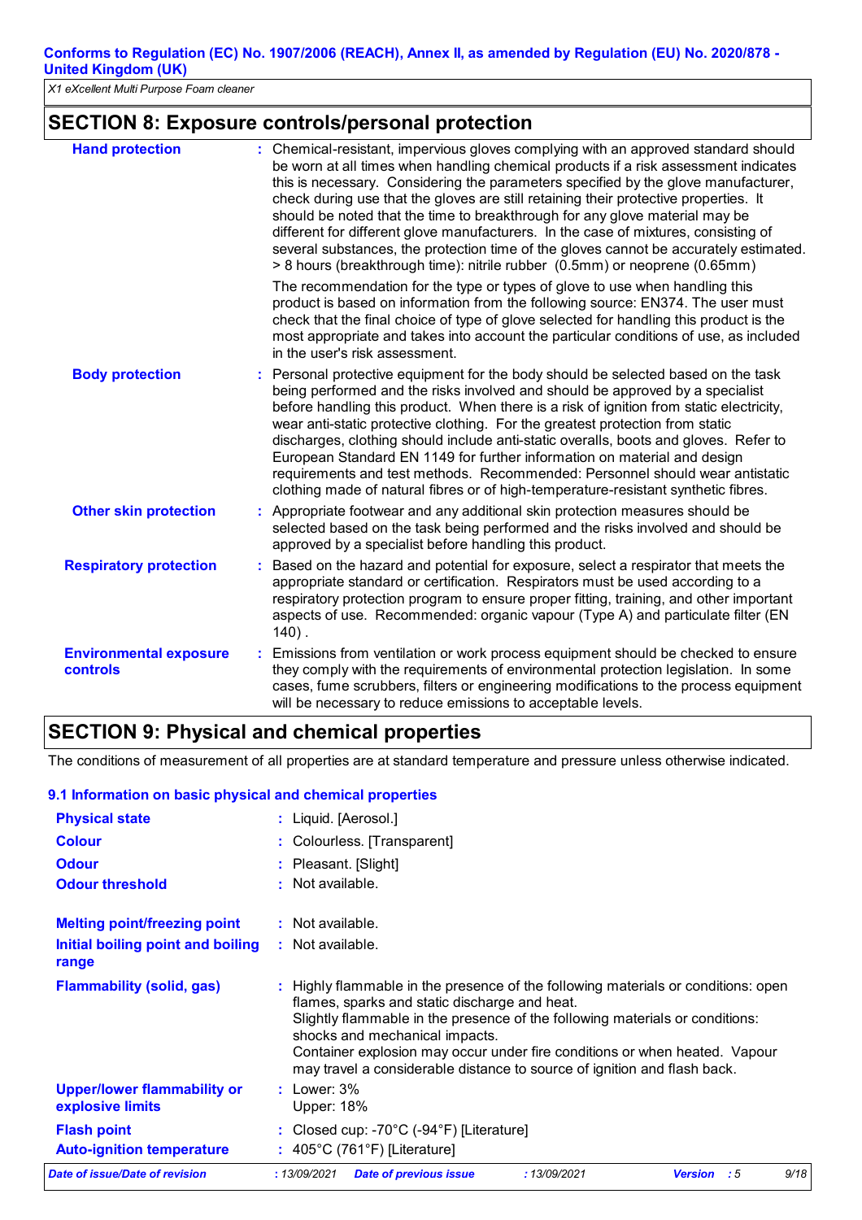## SECTION 8: Exposure controls/personal protection

| | |
|---|---|
| **Hand protection** | : Chemical-resistant, impervious gloves complying with an approved standard should be worn at all times when handling chemical products if a risk assessment indicates this is necessary. Considering the parameters specified by the glove manufacturer, check during use that the gloves are still retaining their protective properties. It should be noted that the time to breakthrough for any glove material may be different for different glove manufacturers. In the case of mixtures, consisting of several substances, the protection time of the gloves cannot be accurately estimated. > 8 hours (breakthrough time): nitrile rubber (0.5mm) or neoprene (0.65mm)<br><br>The recommendation for the type or types of glove to use when handling this product is based on information from the following source: EN374. The user must check that the final choice of type of glove selected for handling this product is the most appropriate and takes into account the particular conditions of use, as included in the user's risk assessment. |
| **Body protection** | : Personal protective equipment for the body should be selected based on the task being performed and the risks involved and should be approved by a specialist before handling this product. When there is a risk of ignition from static electricity, wear anti-static protective clothing. For the greatest protection from static discharges, clothing should include anti-static overalls, boots and gloves. Refer to European Standard EN 1149 for further information on material and design requirements and test methods. Recommended: Personnel should wear antistatic clothing made of natural fibres or of high-temperature-resistant synthetic fibres. |
| **Other skin protection** | : Appropriate footwear and any additional skin protection measures should be selected based on the task being performed and the risks involved and should be approved by a specialist before handling this product. |
| **Respiratory protection** | : Based on the hazard and potential for exposure, select a respirator that meets the appropriate standard or certification. Respirators must be used according to a respiratory protection program to ensure proper fitting, training, and other important aspects of use. Recommended: organic vapour (Type A) and particulate filter (EN 140) . |
| **Environmental exposure controls** | : Emissions from ventilation or work process equipment should be checked to ensure they comply with the requirements of environmental protection legislation. In some cases, fume scrubbers, filters or engineering modifications to the process equipment will be necessary to reduce emissions to acceptable levels. |

## SECTION 9: Physical and chemical properties

The conditions of measurement of all properties are at standard temperature and pressure unless otherwise indicated.

### 9.1 Information on basic physical and chemical properties

| | |
|---|---|
| **Physical state** | : Liquid. [Aerosol.] |
| **Colour** | : Colourless. [Transparent] |
| **Odour** | : Pleasant. [Slight] |
| **Odour threshold** | : Not available. |
| **Melting point/freezing point** | : Not available. |
| **Initial boiling point and boiling range** | : Not available. |
| **Flammability (solid, gas)** | : Highly flammable in the presence of the following materials or conditions: open flames, sparks and static discharge and heat.<br>Slightly flammable in the presence of the following materials or conditions: shocks and mechanical impacts.<br>Container explosion may occur under fire conditions or when heated. Vapour may travel a considerable distance to source of ignition and flash back. |
| **Upper/lower flammability or explosive limits** | : Lower: 3%<br>Upper: 18% |
| **Flash point** | : Closed cup: -70°C (-94°F) [Literature] |
| **Auto-ignition temperature** | : 405°C (761°F) [Literature] |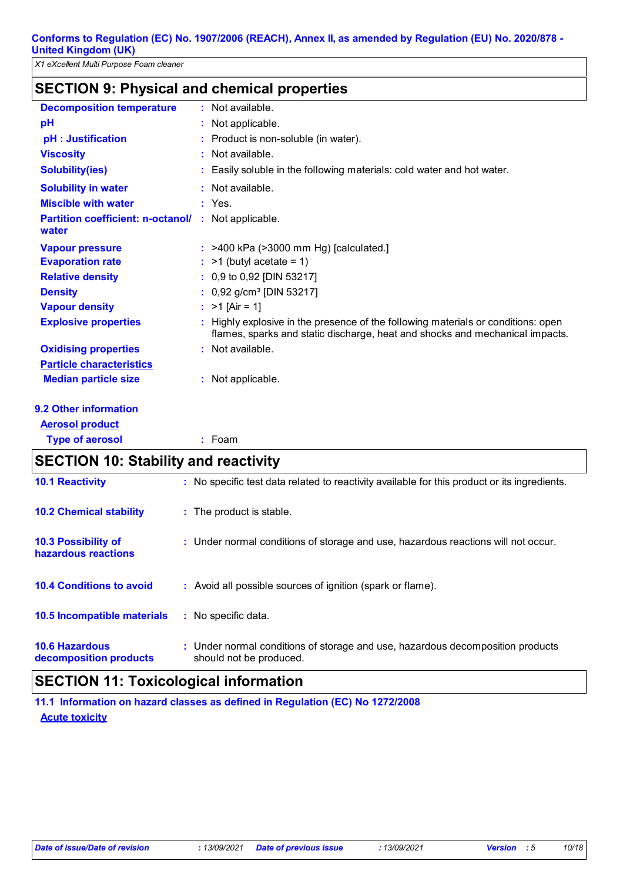## SECTION 9: Physical and chemical properties

| | | |
|---|---|---|
| **Decomposition temperature** | : | Not available. |
| **pH** | : | Not applicable. |
| **pH : Justification** | : | Product is non-soluble (in water). |
| **Viscosity** | : | Not available. |
| **Solubility(ies)** | : | Easily soluble in the following materials: cold water and hot water. |
| **Solubility in water** | : | Not available. |
| **Miscible with water** | : | Yes. |
| **Partition coefficient: n-octanol/ water** | : | Not applicable. |
| **Vapour pressure** | : | >400 kPa (>3000 mm Hg) [calculated.] |
| **Evaporation rate** | : | >1 (butyl acetate = 1) |
| **Relative density** | : | 0,9 to 0,92 [DIN 53217] |
| **Density** | : | 0,92 g/cm³ [DIN 53217] |
| **Vapour density** | : | >1 [Air = 1] |
| **Explosive properties** | : | Highly explosive in the presence of the following materials or conditions: open flames, sparks and static discharge, heat and shocks and mechanical impacts. |
| **Oxidising properties** | : | Not available. |

**Particle characteristics**

| | | |
|---|---|---|
| **Median particle size** | : | Not applicable. |

### 9.2 Other information

**Aerosol product**

| | | |
|---|---|---|
| **Type of aerosol** | : | Foam |

## SECTION 10: Stability and reactivity

| | | |
|---|---|---|
| **10.1 Reactivity** | : | No specific test data related to reactivity available for this product or its ingredients. |
| **10.2 Chemical stability** | : | The product is stable. |
| **10.3 Possibility of hazardous reactions** | : | Under normal conditions of storage and use, hazardous reactions will not occur. |
| **10.4 Conditions to avoid** | : | Avoid all possible sources of ignition (spark or flame). |
| **10.5 Incompatible materials** | : | No specific data. |
| **10.6 Hazardous decomposition products** | : | Under normal conditions of storage and use, hazardous decomposition products should not be produced. |

## SECTION 11: Toxicological information

### 11.1 Information on hazard classes as defined in Regulation (EC) No 1272/2008

**Acute toxicity**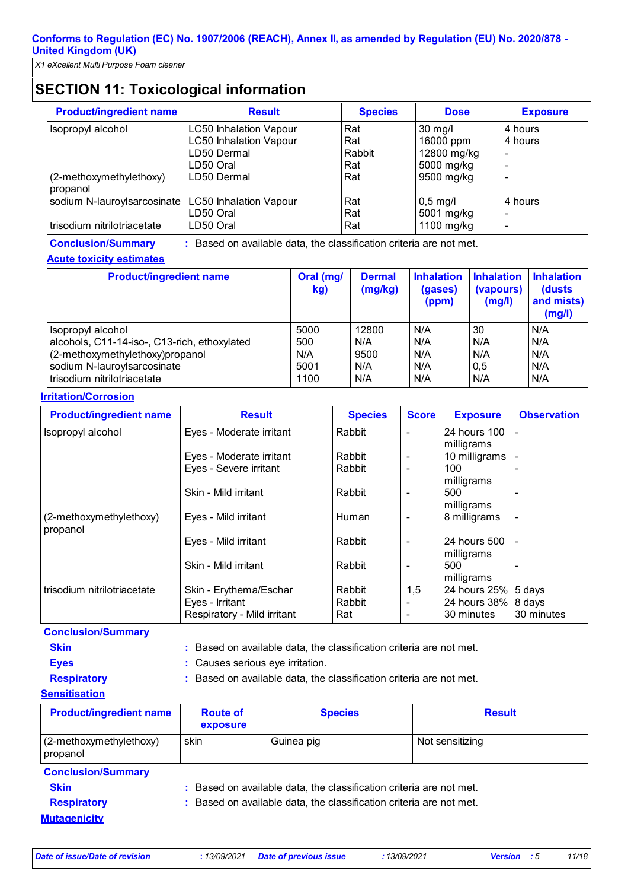## SECTION 11: Toxicological information

| Product/ingredient name | Result | Species | Dose | Exposure |
|---|---|---|---|---|
| Isopropyl alcohol | LC50 Inhalation Vapour | Rat | 30 mg/l | 4 hours |
| | LC50 Inhalation Vapour | Rat | 16000 ppm | 4 hours |
| | LD50 Dermal | Rabbit | 12800 mg/kg | - |
| | LD50 Oral | Rat | 5000 mg/kg | - |
| (2-methoxymethylethoxy) propanol | LD50 Dermal | Rat | 9500 mg/kg | - |
| sodium N-lauroylsarcosinate | LC50 Inhalation Vapour | Rat | 0,5 mg/l | 4 hours |
| | LD50 Oral | Rat | 5001 mg/kg | - |
| trisodium nitrilotriacetate | LD50 Oral | Rat | 1100 mg/kg | - |

**Conclusion/Summary** : Based on available data, the classification criteria are not met.

**Acute toxicity estimates**

| Product/ingredient name | Oral (mg/kg) | Dermal (mg/kg) | Inhalation (gases) (ppm) | Inhalation (vapours) (mg/l) | Inhalation (dusts and mists) (mg/l) |
|---|---|---|---|---|---|
| Isopropyl alcohol | 5000 | 12800 | N/A | 30 | N/A |
| alcohols, C11-14-iso-, C13-rich, ethoxylated | 500 | N/A | N/A | N/A | N/A |
| (2-methoxymethylethoxy)propanol | N/A | 9500 | N/A | N/A | N/A |
| sodium N-lauroylsarcosinate | 5001 | N/A | N/A | 0,5 | N/A |
| trisodium nitrilotriacetate | 1100 | N/A | N/A | N/A | N/A |

**Irritation/Corrosion**

| Product/ingredient name | Result | Species | Score | Exposure | Observation |
|---|---|---|---|---|---|
| Isopropyl alcohol | Eyes - Moderate irritant | Rabbit | - | 24 hours 100 milligrams | - |
| | Eyes - Moderate irritant | Rabbit | - | 10 milligrams | - |
| | Eyes - Severe irritant | Rabbit | - | 100 milligrams | - |
| | Skin - Mild irritant | Rabbit | - | 500 milligrams | - |
| (2-methoxymethylethoxy) propanol | Eyes - Mild irritant | Human | - | 8 milligrams | - |
| | Eyes - Mild irritant | Rabbit | - | 24 hours 500 milligrams | - |
| | Skin - Mild irritant | Rabbit | - | 500 milligrams | - |
| trisodium nitrilotriacetate | Skin - Erythema/Eschar | Rabbit | 1,5 | 24 hours 25% | 5 days |
| | Eyes - Irritant | Rabbit | - | 24 hours 38% | 8 days |
| | Respiratory - Mild irritant | Rat | - | 30 minutes | 30 minutes |

**Conclusion/Summary**

**Skin** : Based on available data, the classification criteria are not met.

**Eyes** : Causes serious eye irritation.

**Respiratory** : Based on available data, the classification criteria are not met.

**Sensitisation**

| Product/ingredient name | Route of exposure | Species | Result |
|---|---|---|---|
| (2-methoxymethylethoxy) propanol | skin | Guinea pig | Not sensitizing |

**Conclusion/Summary**

**Skin** : Based on available data, the classification criteria are not met.

**Respiratory** : Based on available data, the classification criteria are not met.

**Mutagenicity**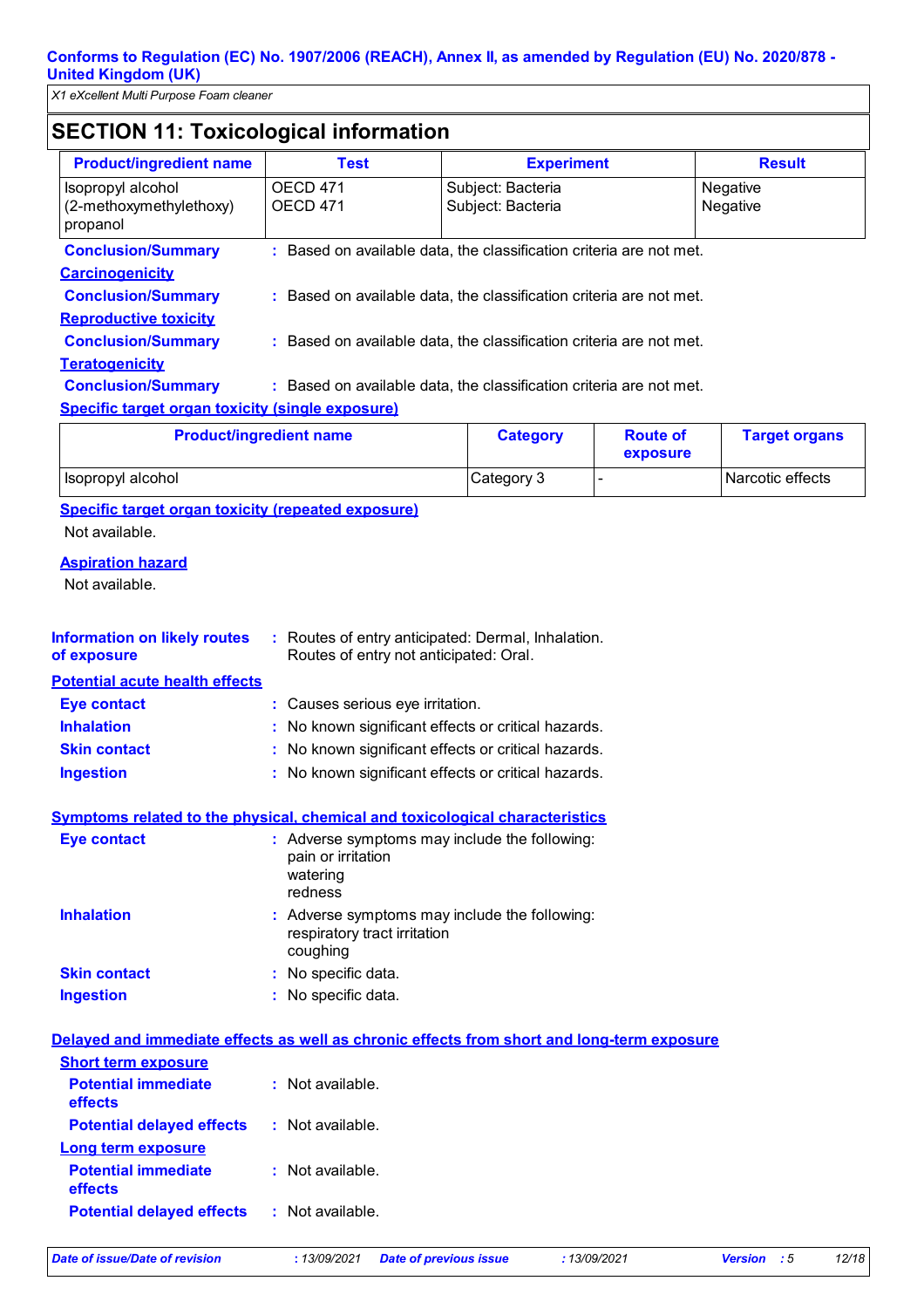## SECTION 11: Toxicological information

| Product/ingredient name | Test | Experiment | Result |
|---|---|---|---|
| Isopropyl alcohol (2-methoxymethylethoxy) propanol | OECD 471 OECD 471 | Subject: Bacteria Subject: Bacteria | Negative Negative |

**Conclusion/Summary** : Based on available data, the classification criteria are not met.

**Carcinogenicity**

**Conclusion/Summary** : Based on available data, the classification criteria are not met.

**Reproductive toxicity**

**Conclusion/Summary** : Based on available data, the classification criteria are not met.

**Teratogenicity**

**Conclusion/Summary** : Based on available data, the classification criteria are not met.

**Specific target organ toxicity (single exposure)**

| Product/ingredient name | Category | Route of exposure | Target organs |
|---|---|---|---|
| Isopropyl alcohol | Category 3 | - | Narcotic effects |

**Specific target organ toxicity (repeated exposure)**

Not available.

**Aspiration hazard**

Not available.

**Information on likely routes of exposure** : Routes of entry anticipated: Dermal, Inhalation.
Routes of entry not anticipated: Oral.

**Potential acute health effects**

**Eye contact** : Causes serious eye irritation.

**Inhalation** : No known significant effects or critical hazards.

**Skin contact** : No known significant effects or critical hazards.

**Ingestion** : No known significant effects or critical hazards.

**Symptoms related to the physical, chemical and toxicological characteristics**

**Eye contact** : Adverse symptoms may include the following:
pain or irritation
watering
redness

**Inhalation** : Adverse symptoms may include the following:
respiratory tract irritation
coughing

**Skin contact** : No specific data.

**Ingestion** : No specific data.

**Delayed and immediate effects as well as chronic effects from short and long-term exposure**

**Short term exposure**

**Potential immediate effects** : Not available.

**Potential delayed effects** : Not available.

**Long term exposure**

**Potential immediate effects** : Not available.

**Potential delayed effects** : Not available.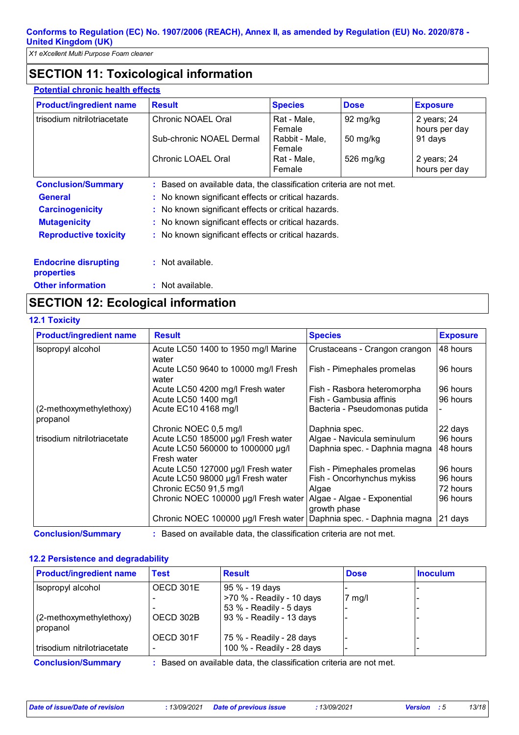**Conforms to Regulation (EC) No. 1907/2006 (REACH), Annex II, as amended by Regulation (EU) No. 2020/878 - United Kingdom (UK)**

*X1 eXcellent Multi Purpose Foam cleaner*

## SECTION 11: Toxicological information

**Potential chronic health effects**

| Product/ingredient name | Result | Species | Dose | Exposure |
|---|---|---|---|---|
| trisodium nitrilotriacetate | Chronic NOAEL Oral | Rat - Male, Female | 92 mg/kg | 2 years; 24 hours per day |
| | Sub-chronic NOAEL Dermal | Rabbit - Male, Female | 50 mg/kg | 91 days |
| | Chronic LOAEL Oral | Rat - Male, Female | 526 mg/kg | 2 years; 24 hours per day |

**Conclusion/Summary** : Based on available data, the classification criteria are not met.

**General** : No known significant effects or critical hazards.

**Carcinogenicity** : No known significant effects or critical hazards.

**Mutagenicity** : No known significant effects or critical hazards.

**Reproductive toxicity** : No known significant effects or critical hazards.

**Endocrine disrupting properties** : Not available.

**Other information** : Not available.

## SECTION 12: Ecological information

### 12.1 Toxicity

| Product/ingredient name | Result | Species | Exposure |
|---|---|---|---|
| Isopropyl alcohol | Acute LC50 1400 to 1950 mg/l Marine water | Crustaceans - Crangon crangon | 48 hours |
| | Acute LC50 9640 to 10000 mg/l Fresh water | Fish - Pimephales promelas | 96 hours |
| | Acute LC50 4200 mg/l Fresh water | Fish - Rasbora heteromorpha | 96 hours |
| | Acute LC50 1400 mg/l | Fish - Gambusia affinis | 96 hours |
| (2-methoxymethylethoxy) propanol | Acute EC10 4168 mg/l | Bacteria - Pseudomonas putida | - |
| | Chronic NOEC 0,5 mg/l | Daphnia spec. | 22 days |
| trisodium nitrilotriacetate | Acute LC50 185000 µg/l Fresh water | Algae - Navicula seminulum | 96 hours |
| | Acute LC50 560000 to 1000000 µg/l Fresh water | Daphnia spec. - Daphnia magna | 48 hours |
| | Acute LC50 127000 µg/l Fresh water | Fish - Pimephales promelas | 96 hours |
| | Acute LC50 98000 µg/l Fresh water | Fish - Oncorhynchus mykiss | 96 hours |
| | Chronic EC50 91,5 mg/l | Algae | 72 hours |
| | Chronic NOEC 100000 µg/l Fresh water | Algae - Algae - Exponential growth phase | 96 hours |
| | Chronic NOEC 100000 µg/l Fresh water | Daphnia spec. - Daphnia magna | 21 days |

**Conclusion/Summary** : Based on available data, the classification criteria are not met.

### 12.2 Persistence and degradability

| Product/ingredient name | Test | Result | Dose | Inoculum |
|---|---|---|---|---|
| Isopropyl alcohol | OECD 301E | 95 % - 19 days | - | - |
| | - | >70 % - Readily - 10 days | 7 mg/l | - |
| | - | 53 % - Readily - 5 days | - | - |
| (2-methoxymethylethoxy) propanol | OECD 302B | 93 % - Readily - 13 days | - | - |
| | OECD 301F | 75 % - Readily - 28 days | - | - |
| trisodium nitrilotriacetate | - | 100 % - Readily - 28 days | - | - |

**Conclusion/Summary** : Based on available data, the classification criteria are not met.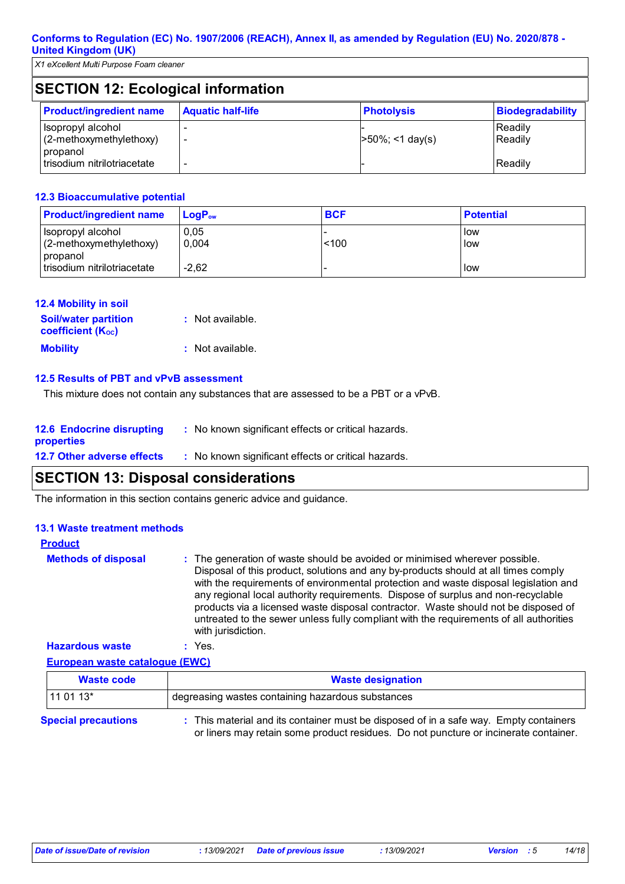## SECTION 12: Ecological information

| Product/ingredient name | Aquatic half-life | Photolysis | Biodegradability |
|---|---|---|---|
| Isopropyl alcohol | - | - | Readily |
| (2-methoxymethylethoxy) propanol | - | >50%; <1 day(s) | Readily |
| trisodium nitrilotriacetate | - | - | Readily |

### 12.3 Bioaccumulative potential

| Product/ingredient name | $LogP_{ow}$ | BCF | Potential |
|---|---|---|---|
| Isopropyl alcohol | 0,05 | - | low |
| (2-methoxymethylethoxy) propanol | 0,004 | <100 | low |
| trisodium nitrilotriacetate | -2,62 | - | low |

### 12.4 Mobility in soil

**Soil/water partition coefficient ($K_{OC}$)** : Not available.

**Mobility** : Not available.

### 12.5 Results of PBT and vPvB assessment

This mixture does not contain any substances that are assessed to be a PBT or a vPvB.

**12.6 Endocrine disrupting properties** : No known significant effects or critical hazards.

**12.7 Other adverse effects** : No known significant effects or critical hazards.

## SECTION 13: Disposal considerations

The information in this section contains generic advice and guidance.

### 13.1 Waste treatment methods

**Product**

**Methods of disposal** : The generation of waste should be avoided or minimised wherever possible. Disposal of this product, solutions and any by-products should at all times comply with the requirements of environmental protection and waste disposal legislation and any regional local authority requirements. Dispose of surplus and non-recyclable products via a licensed waste disposal contractor. Waste should not be disposed of untreated to the sewer unless fully compliant with the requirements of all authorities with jurisdiction.

**Hazardous waste** : Yes.

**European waste catalogue (EWC)**

| Waste code | Waste designation |
|---|---|
| 11 01 13* | degreasing wastes containing hazardous substances |

**Special precautions** : This material and its container must be disposed of in a safe way. Empty containers or liners may retain some product residues. Do not puncture or incinerate container.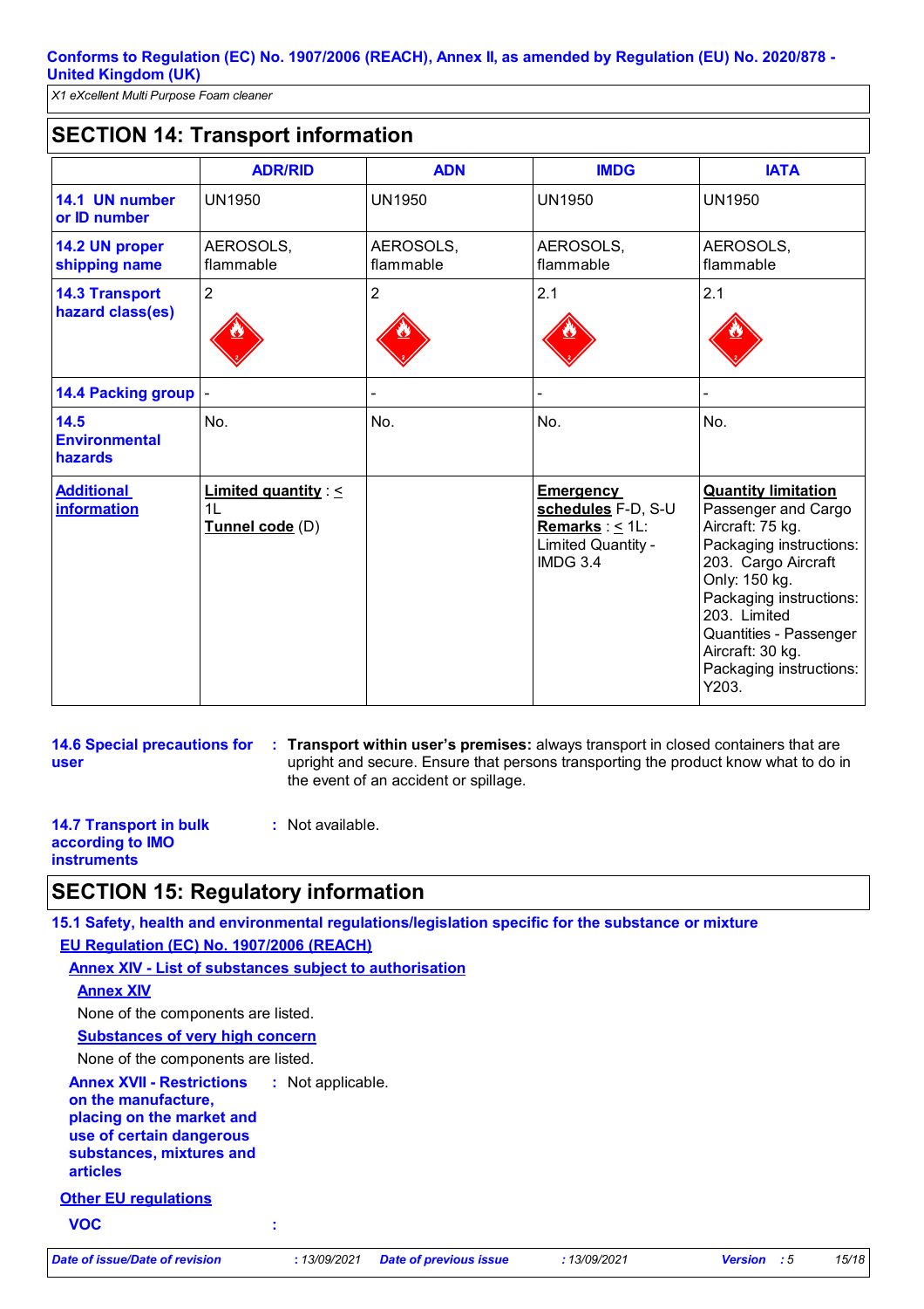*X1 eXcellent Multi Purpose Foam cleaner*

## SECTION 14: Transport information

| | ADR/RID | ADN | IMDG | IATA |
|---|---|---|---|---|
| **14.1 UN number or ID number** | UN1950 | UN1950 | UN1950 | UN1950 |
| **14.2 UN proper shipping name** | AEROSOLS, flammable | AEROSOLS, flammable | AEROSOLS, flammable | AEROSOLS, flammable |
| **14.3 Transport hazard class(es)** | 2 | 2 | 2.1 | 2.1 |
| **14.4 Packing group** | - | - | - | - |
| **14.5 Environmental hazards** | No. | No. | No. | No. |
| **Additional information** | **Limited quantity** : ≤ 1L<br>**Tunnel code** (D) | | **Emergency schedules** F-D, S-U<br>**Remarks** : ≤ 1L: Limited Quantity - IMDG 3.4 | **Quantity limitation** Passenger and Cargo Aircraft: 75 kg. Packaging instructions: 203. Cargo Aircraft Only: 150 kg. Packaging instructions: 203. Limited Quantities - Passenger Aircraft: 30 kg. Packaging instructions: Y203. |

**14.6 Special precautions for user** : **Transport within user's premises:** always transport in closed containers that are upright and secure. Ensure that persons transporting the product know what to do in the event of an accident or spillage.

**14.7 Transport in bulk according to IMO instruments** : Not available.

## SECTION 15: Regulatory information

### 15.1 Safety, health and environmental regulations/legislation specific for the substance or mixture

**EU Regulation (EC) No. 1907/2006 (REACH)**

**Annex XIV - List of substances subject to authorisation**

**Annex XIV**

None of the components are listed.

**Substances of very high concern**

None of the components are listed.

**Annex XVII - Restrictions on the manufacture, placing on the market and use of certain dangerous substances, mixtures and articles** : Not applicable.

**Other EU regulations**

**VOC** :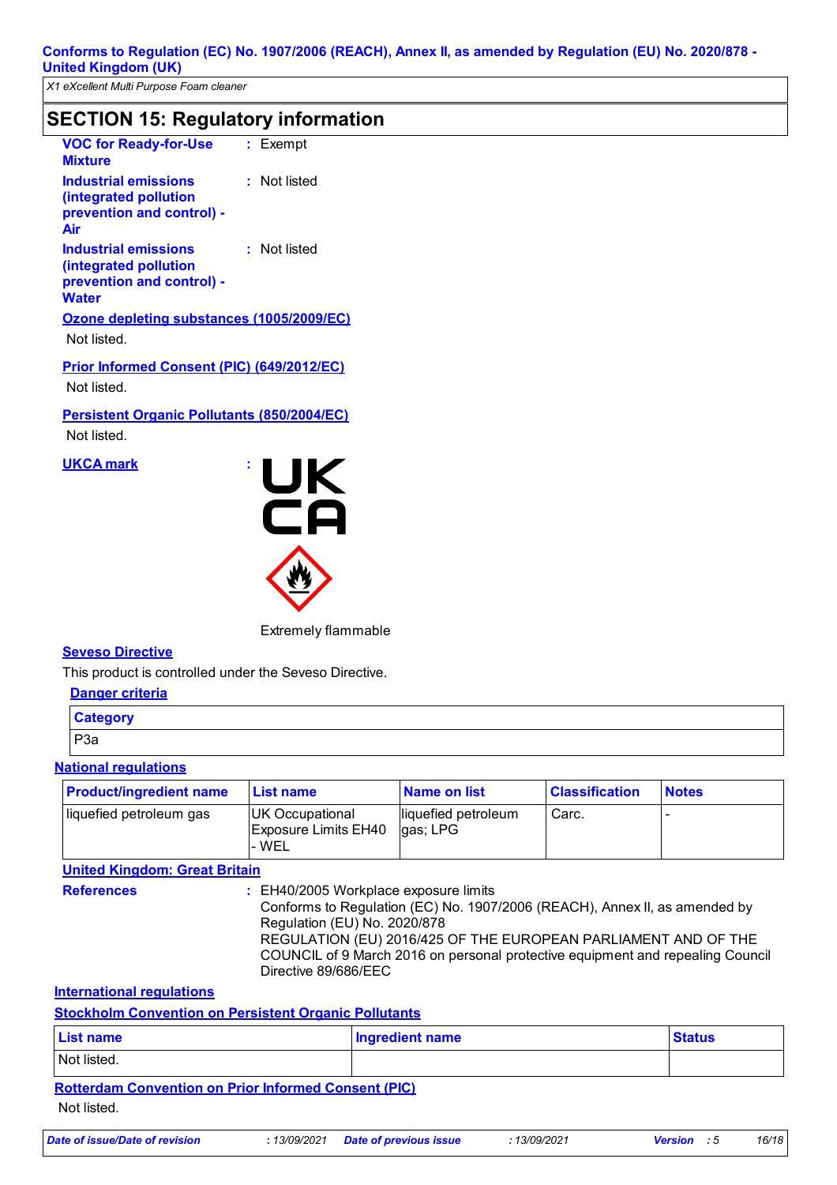## SECTION 15: Regulatory information

**VOC for Ready-for-Use Mixture** : Exempt

**Industrial emissions (integrated pollution prevention and control) - Air** : Not listed

**Industrial emissions (integrated pollution prevention and control) - Water** : Not listed

**Ozone depleting substances (1005/2009/EC)**

Not listed.

**Prior Informed Consent (PIC) (649/2012/EC)**

Not listed.

**Persistent Organic Pollutants (850/2004/EC)**

Not listed.

**UKCA mark** :

Extremely flammable

**Seveso Directive**

This product is controlled under the Seveso Directive.

**Danger criteria**

| Category |
|---|
| P3a |

**National regulations**

| Product/ingredient name | List name | Name on list | Classification | Notes |
|---|---|---|---|---|
| liquefied petroleum gas | UK Occupational Exposure Limits EH40 - WEL | liquefied petroleum gas; LPG | Carc. | - |

**United Kingdom: Great Britain**

**References** : EH40/2005 Workplace exposure limits
Conforms to Regulation (EC) No. 1907/2006 (REACH), Annex II, as amended by Regulation (EU) No. 2020/878
REGULATION (EU) 2016/425 OF THE EUROPEAN PARLIAMENT AND OF THE COUNCIL of 9 March 2016 on personal protective equipment and repealing Council Directive 89/686/EEC

**International regulations**

**Stockholm Convention on Persistent Organic Pollutants**

| List name | Ingredient name | Status |
|---|---|---|
| Not listed. | | |

**Rotterdam Convention on Prior Informed Consent (PIC)**

Not listed.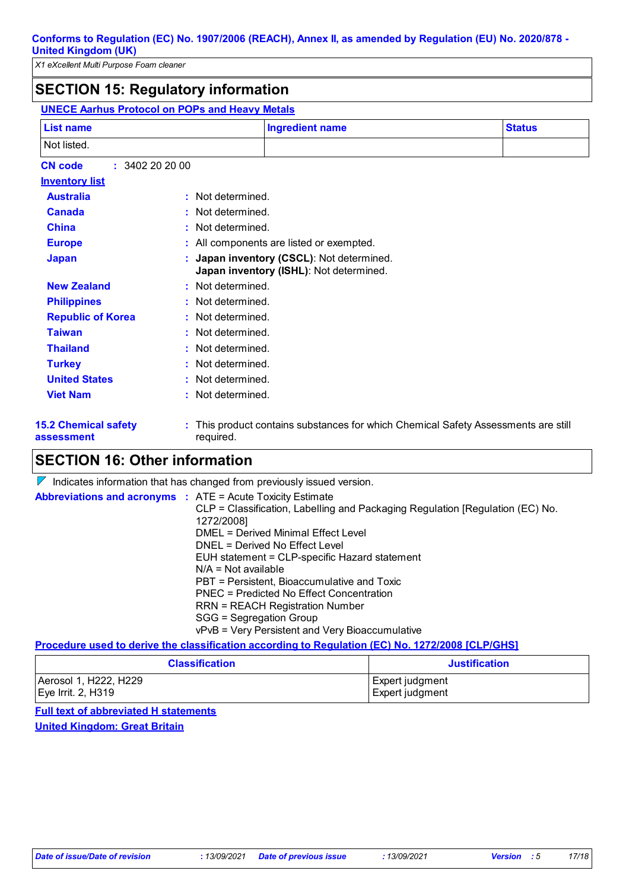## SECTION 15: Regulatory information

**UNECE Aarhus Protocol on POPs and Heavy Metals**

| List name | Ingredient name | Status |
|---|---|---|
| Not listed. | | |

**CN code** : 3402 20 20 00

**Inventory list**

**Australia** : Not determined.

**Canada** : Not determined.

**China** : Not determined.

**Europe** : All components are listed or exempted.

**Japan** : **Japan inventory (CSCL)**: Not determined.
**Japan inventory (ISHL)**: Not determined.

**New Zealand** : Not determined.

**Philippines** : Not determined.

**Republic of Korea** : Not determined.

**Taiwan** : Not determined.

**Thailand** : Not determined.

**Turkey** : Not determined.

**United States** : Not determined.

**Viet Nam** : Not determined.

**15.2 Chemical safety assessment** : This product contains substances for which Chemical Safety Assessments are still required.

## SECTION 16: Other information

Indicates information that has changed from previously issued version.

**Abbreviations and acronyms** : ATE = Acute Toxicity Estimate
CLP = Classification, Labelling and Packaging Regulation [Regulation (EC) No. 1272/2008]
DMEL = Derived Minimal Effect Level
DNEL = Derived No Effect Level
EUH statement = CLP-specific Hazard statement
N/A = Not available
PBT = Persistent, Bioaccumulative and Toxic
PNEC = Predicted No Effect Concentration
RRN = REACH Registration Number
SGG = Segregation Group
vPvB = Very Persistent and Very Bioaccumulative

**Procedure used to derive the classification according to Regulation (EC) No. 1272/2008 [CLP/GHS]**

| Classification | Justification |
|---|---|
| Aerosol 1, H222, H229<br>Eye Irrit. 2, H319 | Expert judgment<br>Expert judgment |

**Full text of abbreviated H statements**

**United Kingdom: Great Britain**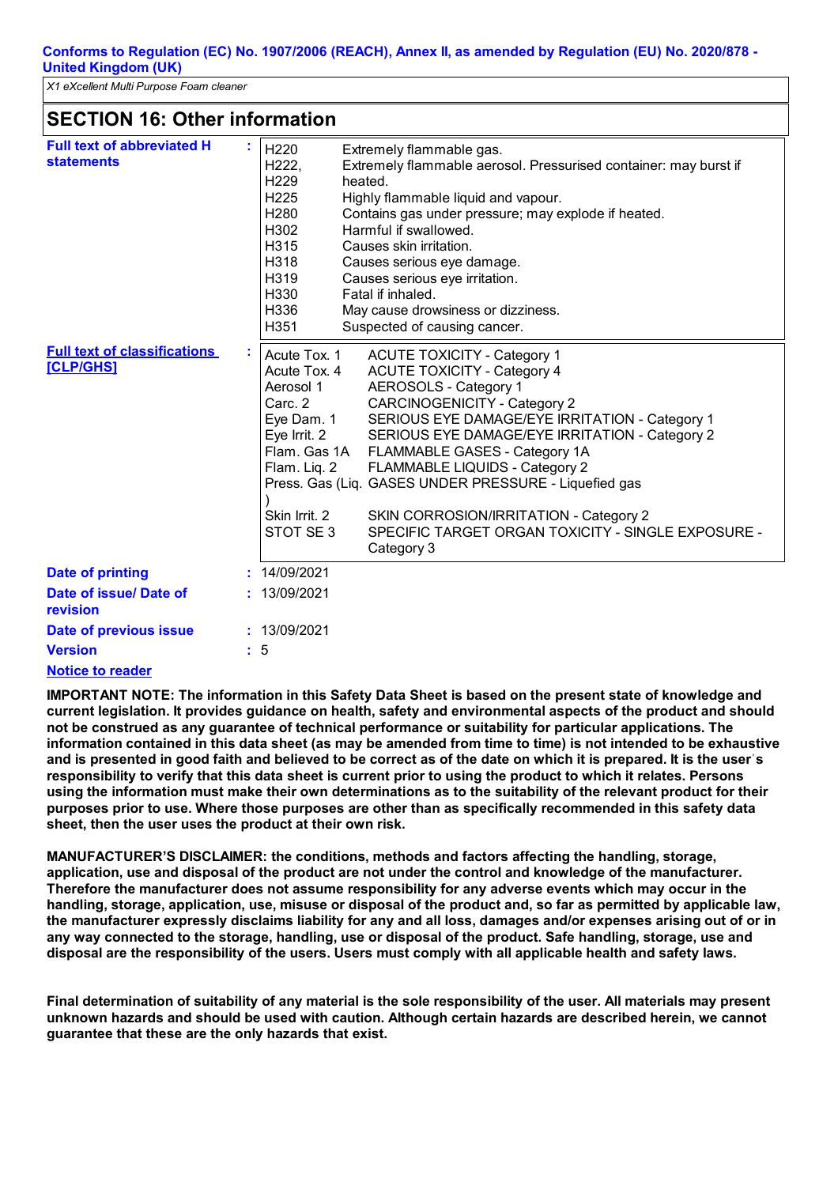**Conforms to Regulation (EC) No. 1907/2006 (REACH), Annex II, as amended by Regulation (EU) No. 2020/878 - United Kingdom (UK)**

*X1 eXcellent Multi Purpose Foam cleaner*

## SECTION 16: Other information

**Full text of abbreviated H statements** :

| | |
|---|---|
| H220 | Extremely flammable gas. |
| H222, H229 | Extremely flammable aerosol. Pressurised container: may burst if heated. |
| H225 | Highly flammable liquid and vapour. |
| H280 | Contains gas under pressure; may explode if heated. |
| H302 | Harmful if swallowed. |
| H315 | Causes skin irritation. |
| H318 | Causes serious eye damage. |
| H319 | Causes serious eye irritation. |
| H330 | Fatal if inhaled. |
| H336 | May cause drowsiness or dizziness. |
| H351 | Suspected of causing cancer. |

**Full text of classifications [CLP/GHS]** :

| | |
|---|---|
| Acute Tox. 1 | ACUTE TOXICITY - Category 1 |
| Acute Tox. 4 | ACUTE TOXICITY - Category 4 |
| Aerosol 1 | AEROSOLS - Category 1 |
| Carc. 2 | CARCINOGENICITY - Category 2 |
| Eye Dam. 1 | SERIOUS EYE DAMAGE/EYE IRRITATION - Category 1 |
| Eye Irrit. 2 | SERIOUS EYE DAMAGE/EYE IRRITATION - Category 2 |
| Flam. Gas 1A | FLAMMABLE GASES - Category 1A |
| Flam. Liq. 2 | FLAMMABLE LIQUIDS - Category 2 |
| Press. Gas (Liq.) | GASES UNDER PRESSURE - Liquefied gas |
| Skin Irrit. 2 | SKIN CORROSION/IRRITATION - Category 2 |
| STOT SE 3 | SPECIFIC TARGET ORGAN TOXICITY - SINGLE EXPOSURE - Category 3 |

**Date of printing** : 14/09/2021

**Date of issue/ Date of revision** : 13/09/2021

**Date of previous issue** : 13/09/2021

**Version** : 5

**Notice to reader**

**IMPORTANT NOTE: The information in this Safety Data Sheet is based on the present state of knowledge and current legislation. It provides guidance on health, safety and environmental aspects of the product and should not be construed as any guarantee of technical performance or suitability for particular applications. The information contained in this data sheet (as may be amended from time to time) is not intended to be exhaustive and is presented in good faith and believed to be correct as of the date on which it is prepared. It is the user's responsibility to verify that this data sheet is current prior to using the product to which it relates. Persons using the information must make their own determinations as to the suitability of the relevant product for their purposes prior to use. Where those purposes are other than as specifically recommended in this safety data sheet, then the user uses the product at their own risk.**

**MANUFACTURER'S DISCLAIMER: the conditions, methods and factors affecting the handling, storage, application, use and disposal of the product are not under the control and knowledge of the manufacturer. Therefore the manufacturer does not assume responsibility for any adverse events which may occur in the handling, storage, application, use, misuse or disposal of the product and, so far as permitted by applicable law, the manufacturer expressly disclaims liability for any and all loss, damages and/or expenses arising out of or in any way connected to the storage, handling, use or disposal of the product. Safe handling, storage, use and disposal are the responsibility of the users. Users must comply with all applicable health and safety laws.**

**Final determination of suitability of any material is the sole responsibility of the user. All materials may present unknown hazards and should be used with caution. Although certain hazards are described herein, we cannot guarantee that these are the only hazards that exist.**